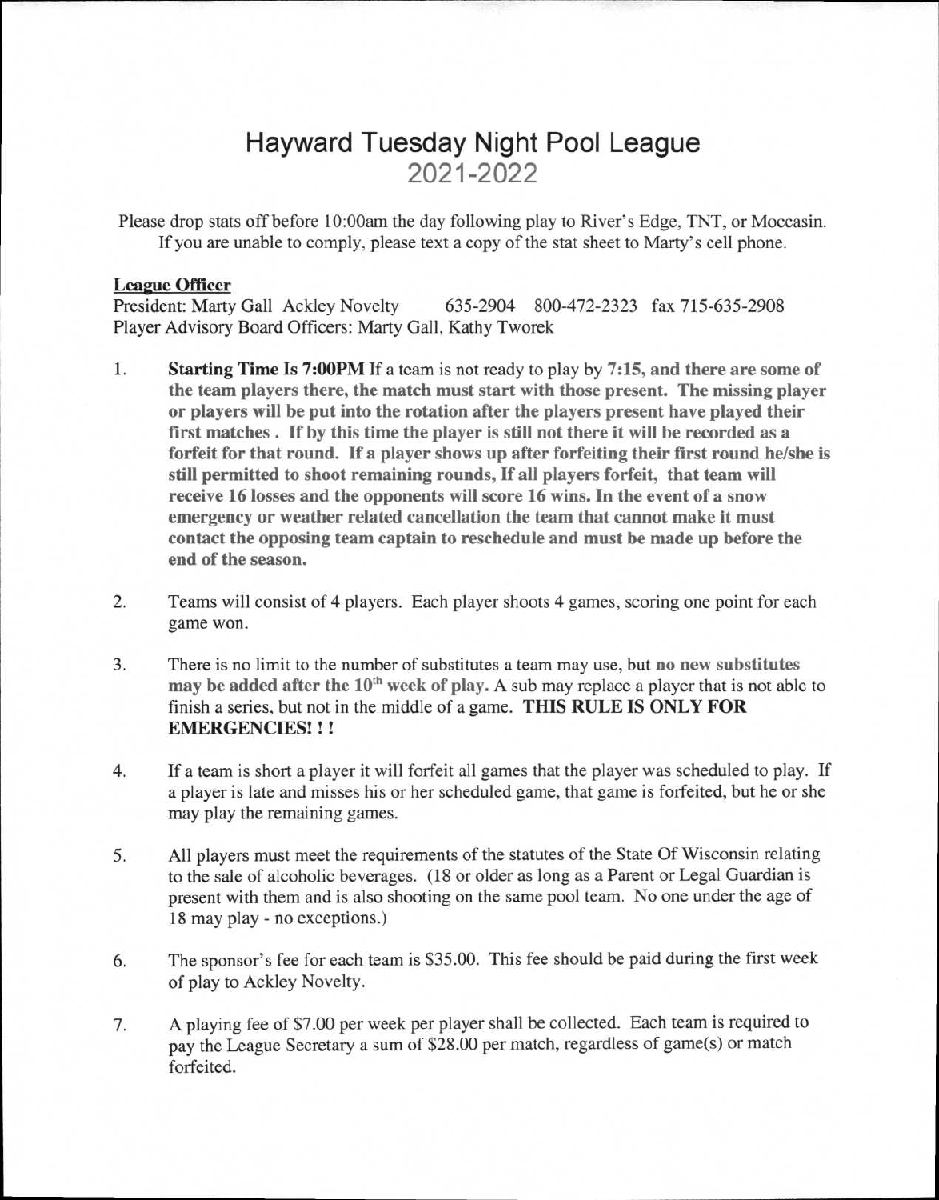# Hayward Tuesday Night Pool League
## 2021-2022

Please drop stats off before 10:00am the day following play to River's Edge, TNT, or Moccasin. If you are unable to comply, please text a copy of the stat sheet to Marty's cell phone.

**League Officer**

President: Marty Gall Ackley Novelty 635-2904 800-472-2323 fax 715-635-2908
Player Advisory Board Officers: Marty Gall, Kathy Tworek

1. **Starting Time Is 7:00PM** If a team is not ready to play by **7:15, and there are some of the team players there, the match must start with those present. The missing player or players will be put into the rotation after the players present have played their first matches . If by this time the player is still not there it will be recorded as a forfeit for that round. If a player shows up after forfeiting their first round he/she is still permitted to shoot remaining rounds, If all players forfeit, that team will receive 16 losses and the opponents will score 16 wins. In the event of a snow emergency or weather related cancellation the team that cannot make it must contact the opposing team captain to reschedule and must be made up before the end of the season.**

2. Teams will consist of 4 players. Each player shoots 4 games, scoring one point for each game won.

3. There is no limit to the number of substitutes a team may use, but **no new substitutes may be added after the 10th week of play.** A sub may replace a player that is not able to finish a series, but not in the middle of a game. **THIS RULE IS ONLY FOR EMERGENCIES! ! !**

4. If a team is short a player it will forfeit all games that the player was scheduled to play. If a player is late and misses his or her scheduled game, that game is forfeited, but he or she may play the remaining games.

5. All players must meet the requirements of the statutes of the State Of Wisconsin relating to the sale of alcoholic beverages. (18 or older as long as a Parent or Legal Guardian is present with them and is also shooting on the same pool team. No one under the age of 18 may play - no exceptions.)

6. The sponsor's fee for each team is $35.00. This fee should be paid during the first week of play to Ackley Novelty.

7. A playing fee of $7.00 per week per player shall be collected. Each team is required to pay the League Secretary a sum of $28.00 per match, regardless of game(s) or match forfeited.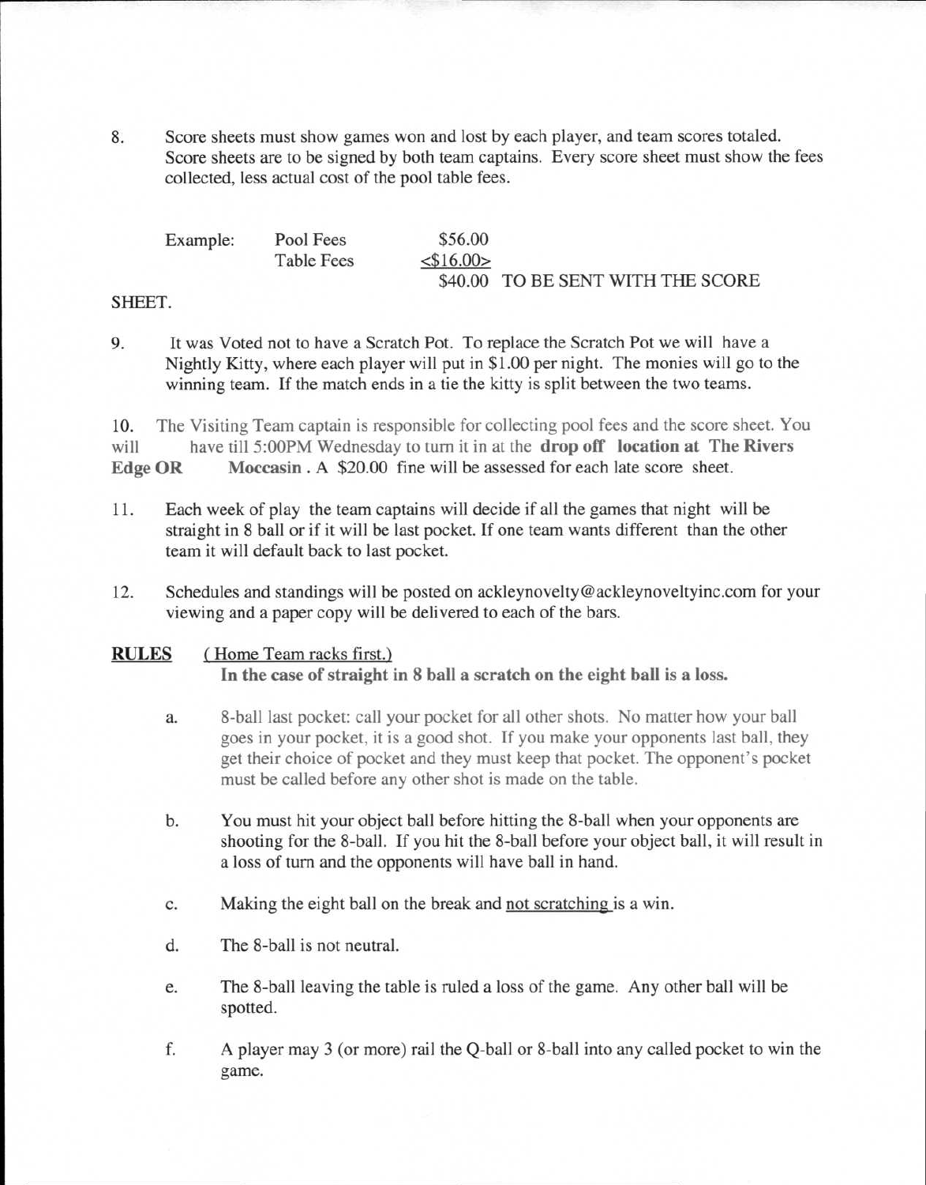8. Score sheets must show games won and lost by each player, and team scores totaled. Score sheets are to be signed by both team captains. Every score sheet must show the fees collected, less actual cost of the pool table fees.

| Example: | Pool Fees | $56.00 | |
|---|---|---|---|
| | Table Fees | <$16.00> | |
| | | $40.00 | TO BE SENT WITH THE SCORE SHEET. |

9. It was Voted not to have a Scratch Pot. To replace the Scratch Pot we will have a Nightly Kitty, where each player will put in $1.00 per night. The monies will go to the winning team. If the match ends in a tie the kitty is split between the two teams.

10. The Visiting Team captain is responsible for collecting pool fees and the score sheet. You will have till 5:00PM Wednesday to turn it in at the **drop off location at The Rivers Edge OR Moccasin**. A $20.00 fine will be assessed for each late score sheet.

11. Each week of play the team captains will decide if all the games that night will be straight in 8 ball or if it will be last pocket. If one team wants different than the other team it will default back to last pocket.

12. Schedules and standings will be posted on ackleynovelty@ackleynoveltyinc.com for your viewing and a paper copy will be delivered to each of the bars.

**RULES** <u>( Home Team racks first.)</u>
**In the case of straight in 8 ball a scratch on the eight ball is a loss.**

a. 8-ball last pocket: call your pocket for all other shots. No matter how your ball goes in your pocket, it is a good shot. If you make your opponents last ball, they get their choice of pocket and they must keep that pocket. The opponent's pocket must be called before any other shot is made on the table.

b. You must hit your object ball before hitting the 8-ball when your opponents are shooting for the 8-ball. If you hit the 8-ball before your object ball, it will result in a loss of turn and the opponents will have ball in hand.

c. Making the eight ball on the break and <u>not scratching</u> is a win.

d. The 8-ball is not neutral.

e. The 8-ball leaving the table is ruled a loss of the game. Any other ball will be spotted.

f. A player may 3 (or more) rail the Q-ball or 8-ball into any called pocket to win the game.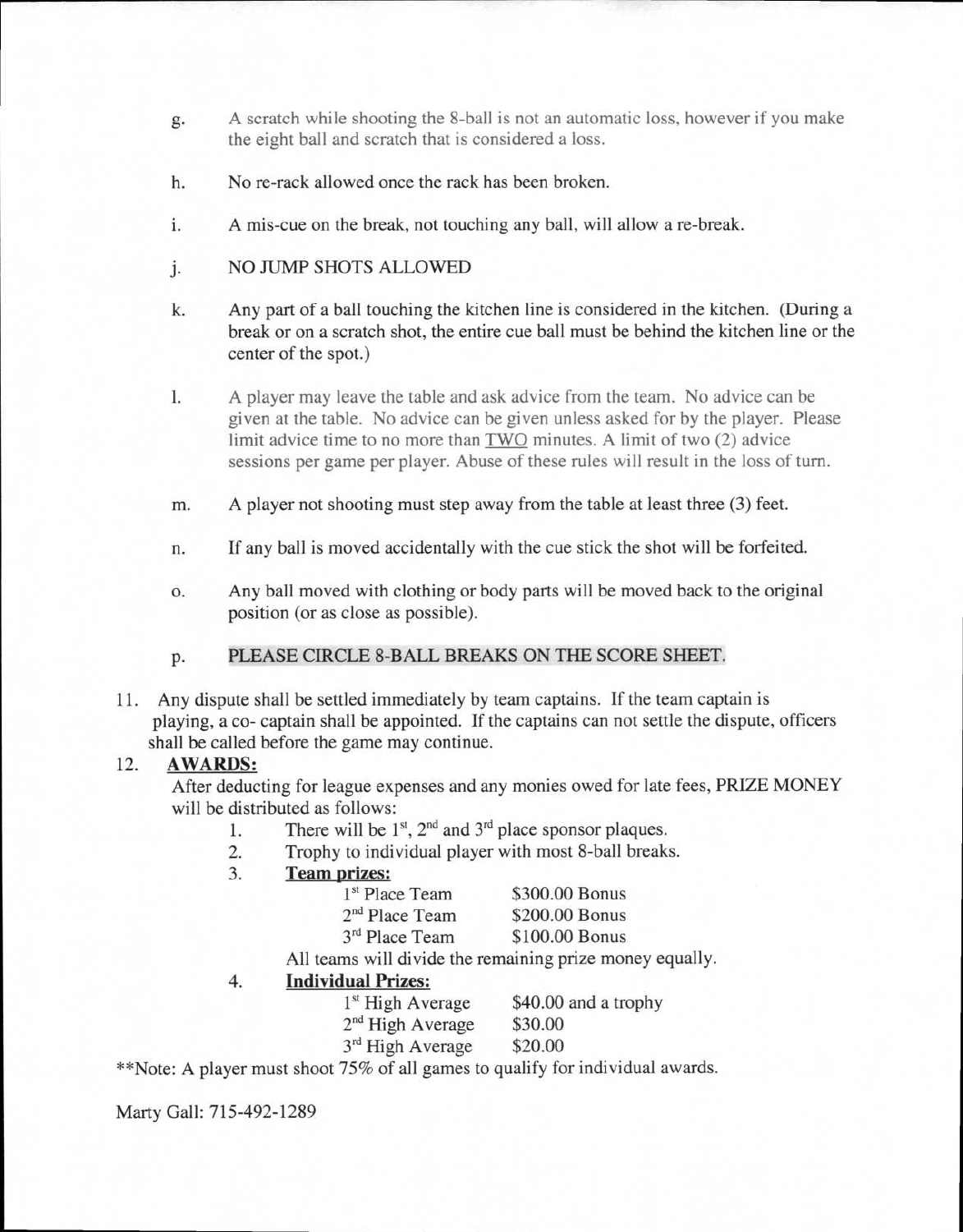g. A scratch while shooting the 8-ball is not an automatic loss, however if you make the eight ball and scratch that is considered a loss.

h. No re-rack allowed once the rack has been broken.

i. A mis-cue on the break, not touching any ball, will allow a re-break.

j. NO JUMP SHOTS ALLOWED

k. Any part of a ball touching the kitchen line is considered in the kitchen. (During a break or on a scratch shot, the entire cue ball must be behind the kitchen line or the center of the spot.)

l. A player may leave the table and ask advice from the team. No advice can be given at the table. No advice can be given unless asked for by the player. Please limit advice time to no more than TWO minutes. A limit of two (2) advice sessions per game per player. Abuse of these rules will result in the loss of turn.

m. A player not shooting must step away from the table at least three (3) feet.

n. If any ball is moved accidentally with the cue stick the shot will be forfeited.

o. Any ball moved with clothing or body parts will be moved back to the original position (or as close as possible).

p. PLEASE CIRCLE 8-BALL BREAKS ON THE SCORE SHEET.

11. Any dispute shall be settled immediately by team captains. If the team captain is playing, a co- captain shall be appointed. If the captains can not settle the dispute, officers shall be called before the game may continue.

12. **AWARDS:**

After deducting for league expenses and any monies owed for late fees, PRIZE MONEY will be distributed as follows:

1. There will be 1st, 2nd and 3rd place sponsor plaques.
2. Trophy to individual player with most 8-ball breaks.
3. **Team prizes:**

| | |
|---|---|
| 1st Place Team | \$300.00 Bonus |
| 2nd Place Team | \$200.00 Bonus |
| 3rd Place Team | \$100.00 Bonus |

All teams will divide the remaining prize money equally.

4. **Individual Prizes:**

| | |
|---|---|
| 1st High Average | \$40.00 and a trophy |
| 2nd High Average | \$30.00 |
| 3rd High Average | \$20.00 |

**Note: A player must shoot 75% of all games to qualify for individual awards.

Marty Gall: 715-492-1289